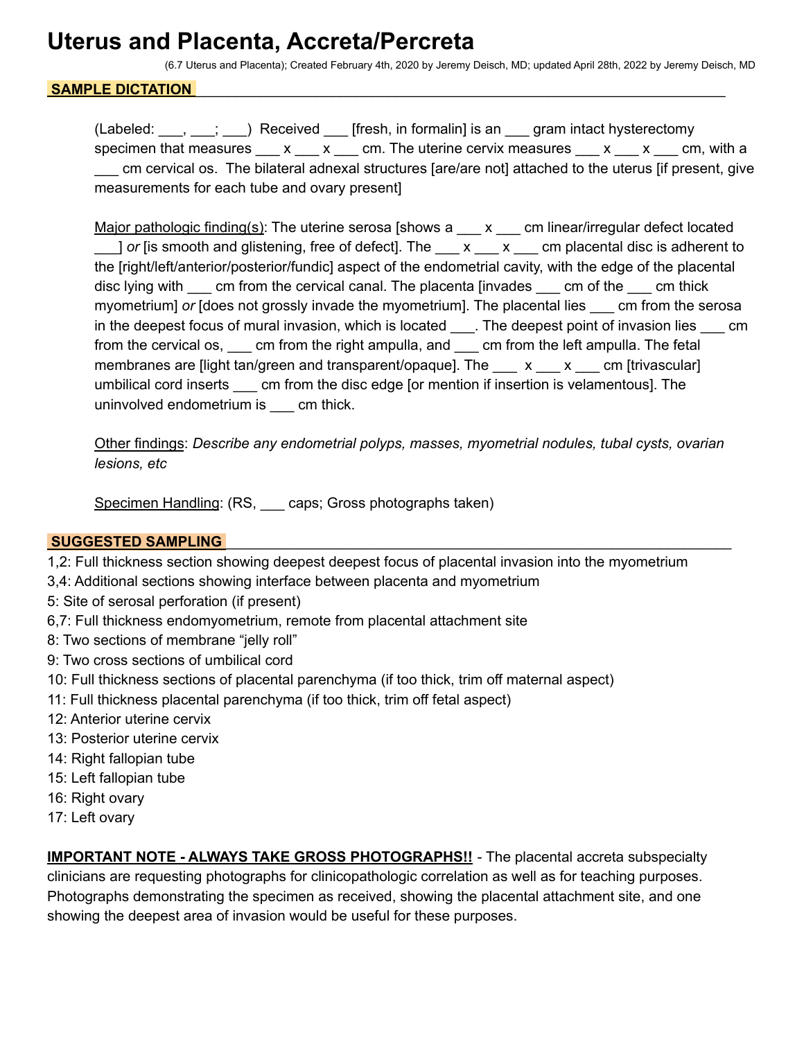# Uterus and Placenta, Accreta/Percreta

(6.7 Uterus and Placenta); Created February 4th, 2020 by Jeremy Deisch, MD; updated April 28th, 2022 by Jeremy Deisch, MD

## SAMPLE DICTATION

(Labeled: ___, ___; ___) Received ___ [fresh, in formalin] is an ___ gram intact hysterectomy specimen that measures ___ x ___ x ___ cm. The uterine cervix measures ___ x ___ x ___ cm, with a ___ cm cervical os. The bilateral adnexal structures [are/are not] attached to the uterus [if present, give measurements for each tube and ovary present]

Major pathologic finding(s): The uterine serosa [shows a ___ x ___ cm linear/irregular defect located ___] *or* [is smooth and glistening, free of defect]. The ___ x ___ x ___ cm placental disc is adherent to the [right/left/anterior/posterior/fundic] aspect of the endometrial cavity, with the edge of the placental disc lying with ___ cm from the cervical canal. The placenta [invades ___ cm of the ___ cm thick myometrium] *or* [does not grossly invade the myometrium]. The placental lies ___ cm from the serosa in the deepest focus of mural invasion, which is located ___. The deepest point of invasion lies ___ cm from the cervical os, ___ cm from the right ampulla, and ___ cm from the left ampulla. The fetal membranes are [light tan/green and transparent/opaque]. The ___ x ___ x ___ cm [trivascular] umbilical cord inserts ___ cm from the disc edge [or mention if insertion is velamentous]. The uninvolved endometrium is ___ cm thick.

Other findings: *Describe any endometrial polyps, masses, myometrial nodules, tubal cysts, ovarian lesions, etc*

Specimen Handling: (RS, ___ caps; Gross photographs taken)

## SUGGESTED SAMPLING

1,2: Full thickness section showing deepest deepest focus of placental invasion into the myometrium
3,4: Additional sections showing interface between placenta and myometrium
5: Site of serosal perforation (if present)
6,7: Full thickness endomyometrium, remote from placental attachment site
8: Two sections of membrane "jelly roll"
9: Two cross sections of umbilical cord
10: Full thickness sections of placental parenchyma (if too thick, trim off maternal aspect)
11: Full thickness placental parenchyma (if too thick, trim off fetal aspect)
12: Anterior uterine cervix
13: Posterior uterine cervix
14: Right fallopian tube
15: Left fallopian tube
16: Right ovary
17: Left ovary

**IMPORTANT NOTE - ALWAYS TAKE GROSS PHOTOGRAPHS!!** - The placental accreta subspecialty clinicians are requesting photographs for clinicopathologic correlation as well as for teaching purposes. Photographs demonstrating the specimen as received, showing the placental attachment site, and one showing the deepest area of invasion would be useful for these purposes.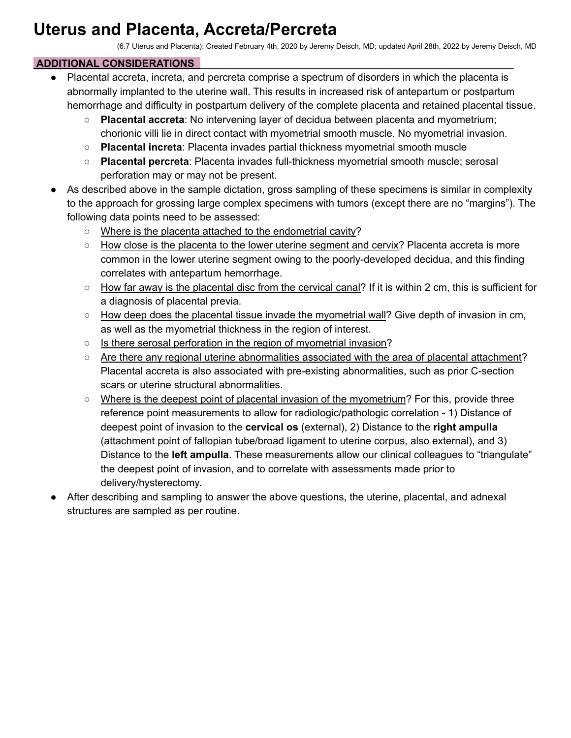# Uterus and Placenta, Accreta/Percreta

(6.7 Uterus and Placenta); Created February 4th, 2020 by Jeremy Deisch, MD; updated April 28th, 2022 by Jeremy Deisch, MD

## ADDITIONAL CONSIDERATIONS

- Placental accreta, increta, and percreta comprise a spectrum of disorders in which the placenta is abnormally implanted to the uterine wall. This results in increased risk of antepartum or postpartum hemorrhage and difficulty in postpartum delivery of the complete placenta and retained placental tissue.
  - **Placental accreta**: No intervening layer of decidua between placenta and myometrium; chorionic villi lie in direct contact with myometrial smooth muscle. No myometrial invasion.
  - **Placental increta**: Placenta invades partial thickness myometrial smooth muscle
  - **Placental percreta**: Placenta invades full-thickness myometrial smooth muscle; serosal perforation may or may not be present.
- As described above in the sample dictation, gross sampling of these specimens is similar in complexity to the approach for grossing large complex specimens with tumors (except there are no "margins"). The following data points need to be assessed:
  - Where is the placenta attached to the endometrial cavity?
  - How close is the placenta to the lower uterine segment and cervix? Placenta accreta is more common in the lower uterine segment owing to the poorly-developed decidua, and this finding correlates with antepartum hemorrhage.
  - How far away is the placental disc from the cervical canal? If it is within 2 cm, this is sufficient for a diagnosis of placental previa.
  - How deep does the placental tissue invade the myometrial wall? Give depth of invasion in cm, as well as the myometrial thickness in the region of interest.
  - Is there serosal perforation in the region of myometrial invasion?
  - Are there any regional uterine abnormalities associated with the area of placental attachment? Placental accreta is also associated with pre-existing abnormalities, such as prior C-section scars or uterine structural abnormalities.
  - Where is the deepest point of placental invasion of the myometrium? For this, provide three reference point measurements to allow for radiologic/pathologic correlation - 1) Distance of deepest point of invasion to the **cervical os** (external), 2) Distance to the **right ampulla** (attachment point of fallopian tube/broad ligament to uterine corpus, also external), and 3) Distance to the **left ampulla**. These measurements allow our clinical colleagues to "triangulate" the deepest point of invasion, and to correlate with assessments made prior to delivery/hysterectomy.
- After describing and sampling to answer the above questions, the uterine, placental, and adnexal structures are sampled as per routine.